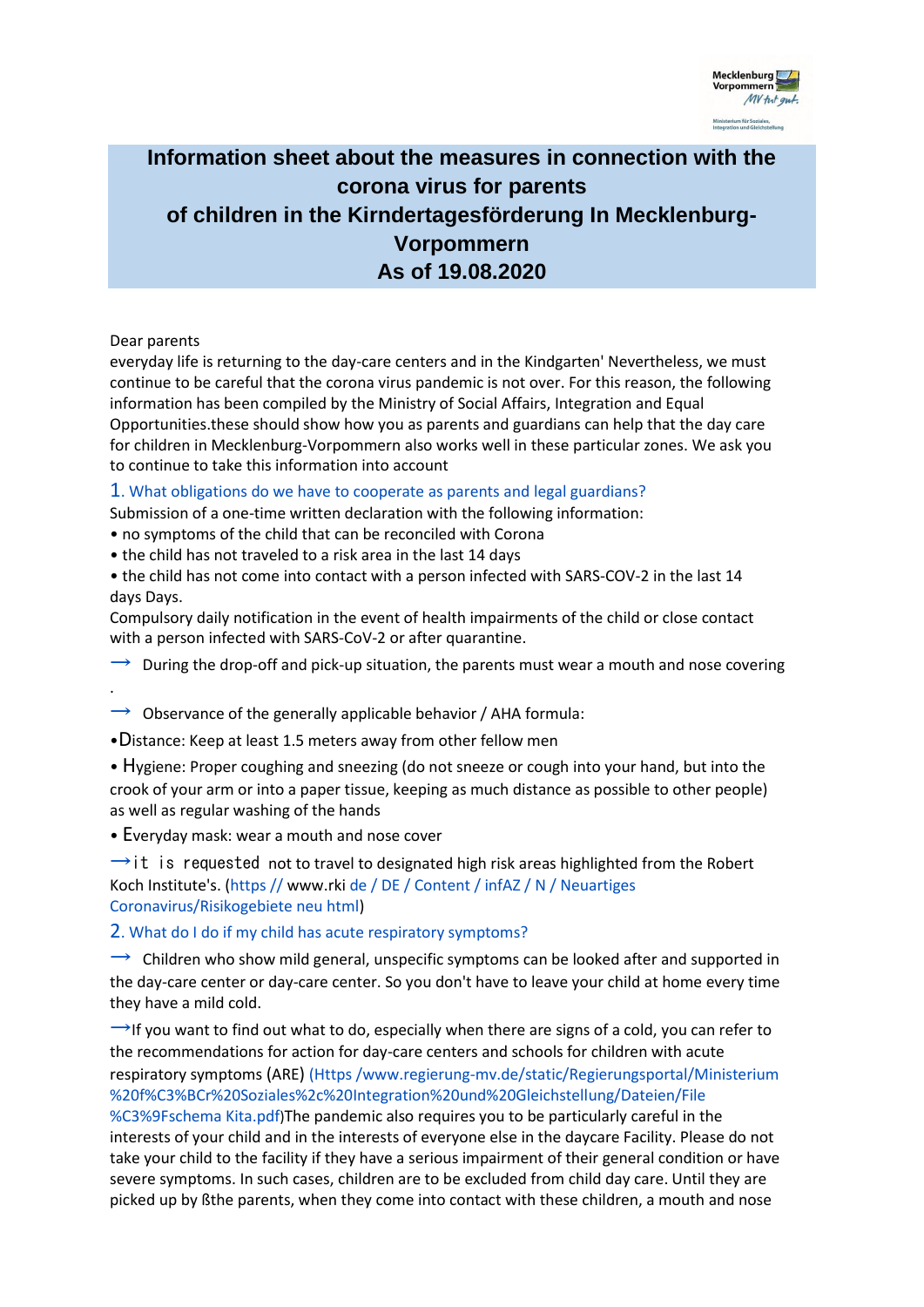Mecklenburg Vorpommern
MV tut gut.
Ministerium für Soziales, Integration und Gleichstellung

# Information sheet about the measures in connection with the corona virus for parents of children in the Kirndertagesförderung In Mecklenburg-Vorpommern As of 19.08.2020

Dear parents
everyday life is returning to the day-care centers and in the Kindgarten' Nevertheless, we must continue to be careful that the corona virus pandemic is not over. For this reason, the following information has been compiled by the Ministry of Social Affairs, Integration and Equal Opportunities.these should show how you as parents and guardians can help that the day care for children in Mecklenburg-Vorpommern also works well in these particular zones. We ask you to continue to take this information into account

## 1. What obligations do we have to cooperate as parents and legal guardians?

Submission of a one-time written declaration with the following information:

- no symptoms of the child that can be reconciled with Corona
- the child has not traveled to a risk area in the last 14 days
- the child has not come into contact with a person infected with SARS-COV-2 in the last 14 days Days.

Compulsory daily notification in the event of health impairments of the child or close contact with a person infected with SARS-CoV-2 or after quarantine.

→ During the drop-off and pick-up situation, the parents must wear a mouth and nose covering

.

→ Observance of the generally applicable behavior / AHA formula:

- Distance: Keep at least 1.5 meters away from other fellow men
- Hygiene: Proper coughing and sneezing (do not sneeze or cough into your hand, but into the crook of your arm or into a paper tissue, keeping as much distance as possible to other people) as well as regular washing of the hands
- Everyday mask: wear a mouth and nose cover

→it is requested not to travel to designated high risk areas highlighted from the Robert Koch Institute's. (https // www.rki de / DE / Content / infAZ / N / Neuartiges Coronavirus/Risikogebiete neu html)

## 2. What do I do if my child has acute respiratory symptoms?

→ Children who show mild general, unspecific symptoms can be looked after and supported in the day-care center or day-care center. So you don't have to leave your child at home every time they have a mild cold.

→If you want to find out what to do, especially when there are signs of a cold, you can refer to the recommendations for action for day-care centers and schools for children with acute respiratory symptoms (ARE) (Https /www.regierung-mv.de/static/Regierungsportal/Ministerium%20f%C3%BCr%20Soziales%2c%20Integration%20und%20Gleichstellung/Dateien/File%C3%9Fschema Kita.pdf)The pandemic also requires you to be particularly careful in the interests of your child and in the interests of everyone else in the daycare Facility. Please do not take your child to the facility if they have a serious impairment of their general condition or have severe symptoms. In such cases, children are to be excluded from child day care. Until they are picked up by ßthe parents, when they come into contact with these children, a mouth and nose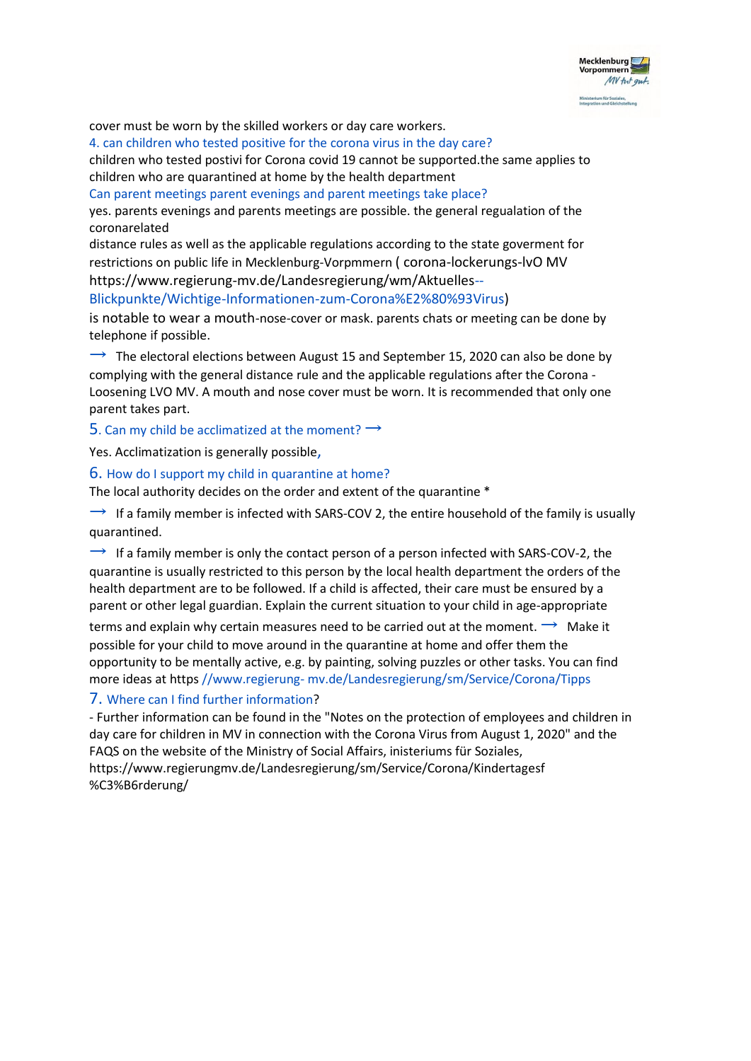cover must be worn by the skilled workers or day care workers.

### 4. can children who tested positive for the corona virus in the day care?

children who tested postivi for Corona covid 19 cannot be supported.the same applies to children who are quarantined at home by the health department

### Can parent meetings parent evenings and parent meetings take place?

yes. parents evenings and parents meetings are possible. the general regualation of the coronarelated
distance rules as well as the applicable regulations according to the state goverment for restrictions on public life in Mecklenburg-Vorpmmern ( corona-lockerungs-lvO MV https://www.regierung-mv.de/Landesregierung/wm/Aktuelles--Blickpunkte/Wichtige-Informationen-zum-Corona%E2%80%93Virus)
is notable to wear a mouth-nose-cover or mask. parents chats or meeting can be done by telephone if possible.

→ The electoral elections between August 15 and September 15, 2020 can also be done by complying with the general distance rule and the applicable regulations after the Corona - Loosening LVO MV. A mouth and nose cover must be worn. It is recommended that only one parent takes part.

### 5. Can my child be acclimatized at the moment? →

Yes. Acclimatization is generally possible,

### 6. How do I support my child in quarantine at home?

The local authority decides on the order and extent of the quarantine *

→ If a family member is infected with SARS-COV 2, the entire household of the family is usually quarantined.

→ If a family member is only the contact person of a person infected with SARS-COV-2, the quarantine is usually restricted to this person by the local health department the orders of the health department are to be followed. If a child is affected, their care must be ensured by a parent or other legal guardian. Explain the current situation to your child in age-appropriate terms and explain why certain measures need to be carried out at the moment. → Make it possible for your child to move around in the quarantine at home and offer them the opportunity to be mentally active, e.g. by painting, solving puzzles or other tasks. You can find more ideas at https //www.regierung- mv.de/Landesregierung/sm/Service/Corona/Tipps

### 7. Where can I find further information?

- Further information can be found in the "Notes on the protection of employees and children in day care for children in MV in connection with the Corona Virus from August 1, 2020" and the FAQS on the website of the Ministry of Social Affairs, inisteriums für Soziales, https://www.regierungmv.de/Landesregierung/sm/Service/Corona/Kindertagesf%C3%B6rderung/